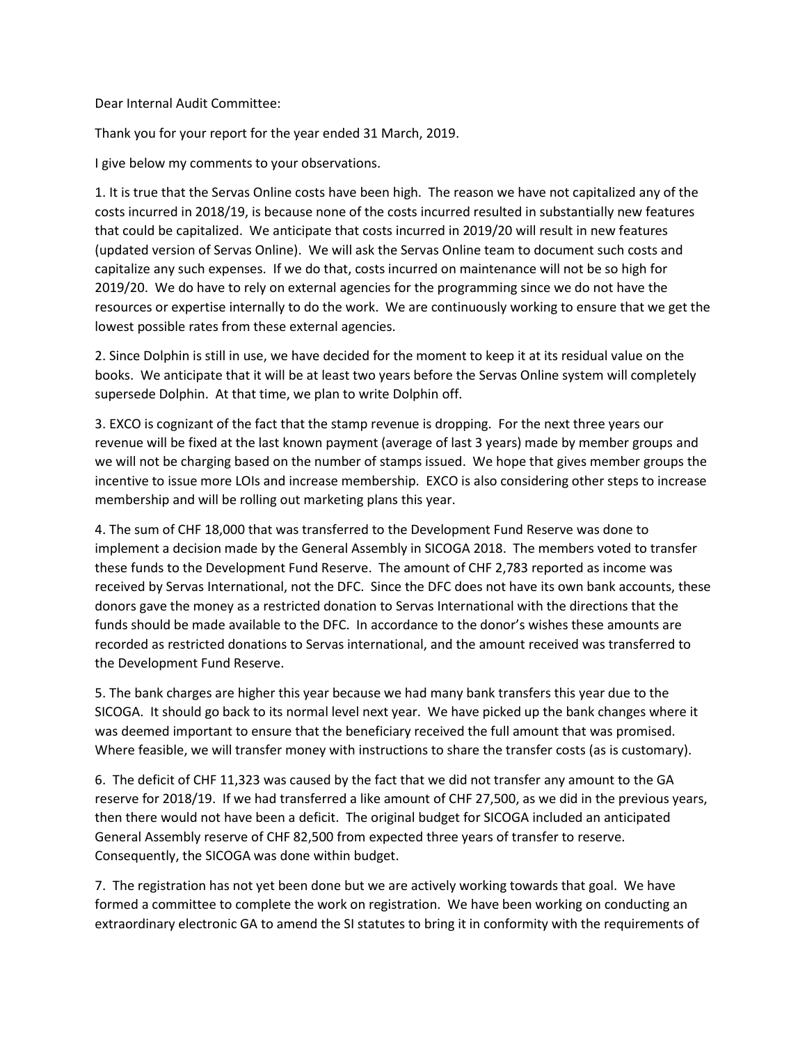Dear Internal Audit Committee:

Thank you for your report for the year ended 31 March, 2019.

I give below my comments to your observations.

1. It is true that the Servas Online costs have been high. The reason we have not capitalized any of the costs incurred in 2018/19, is because none of the costs incurred resulted in substantially new features that could be capitalized. We anticipate that costs incurred in 2019/20 will result in new features (updated version of Servas Online). We will ask the Servas Online team to document such costs and capitalize any such expenses. If we do that, costs incurred on maintenance will not be so high for 2019/20. We do have to rely on external agencies for the programming since we do not have the resources or expertise internally to do the work. We are continuously working to ensure that we get the lowest possible rates from these external agencies.

2. Since Dolphin is still in use, we have decided for the moment to keep it at its residual value on the books. We anticipate that it will be at least two years before the Servas Online system will completely supersede Dolphin. At that time, we plan to write Dolphin off.

3. EXCO is cognizant of the fact that the stamp revenue is dropping. For the next three years our revenue will be fixed at the last known payment (average of last 3 years) made by member groups and we will not be charging based on the number of stamps issued. We hope that gives member groups the incentive to issue more LOIs and increase membership. EXCO is also considering other steps to increase membership and will be rolling out marketing plans this year.

4. The sum of CHF 18,000 that was transferred to the Development Fund Reserve was done to implement a decision made by the General Assembly in SICOGA 2018. The members voted to transfer these funds to the Development Fund Reserve. The amount of CHF 2,783 reported as income was received by Servas International, not the DFC. Since the DFC does not have its own bank accounts, these donors gave the money as a restricted donation to Servas International with the directions that the funds should be made available to the DFC. In accordance to the donor's wishes these amounts are recorded as restricted donations to Servas international, and the amount received was transferred to the Development Fund Reserve.

5. The bank charges are higher this year because we had many bank transfers this year due to the SICOGA. It should go back to its normal level next year. We have picked up the bank changes where it was deemed important to ensure that the beneficiary received the full amount that was promised. Where feasible, we will transfer money with instructions to share the transfer costs (as is customary).

6. The deficit of CHF 11,323 was caused by the fact that we did not transfer any amount to the GA reserve for 2018/19. If we had transferred a like amount of CHF 27,500, as we did in the previous years, then there would not have been a deficit. The original budget for SICOGA included an anticipated General Assembly reserve of CHF 82,500 from expected three years of transfer to reserve. Consequently, the SICOGA was done within budget.

7. The registration has not yet been done but we are actively working towards that goal. We have formed a committee to complete the work on registration. We have been working on conducting an extraordinary electronic GA to amend the SI statutes to bring it in conformity with the requirements of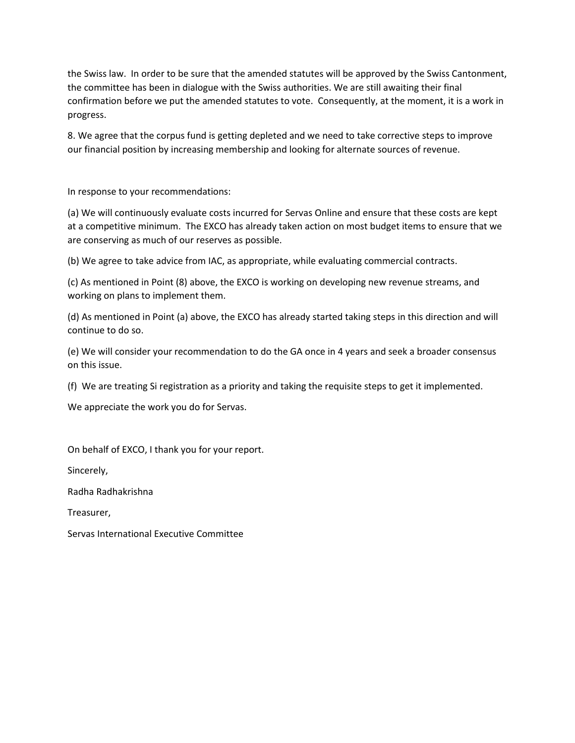the Swiss law. In order to be sure that the amended statutes will be approved by the Swiss Cantonment, the committee has been in dialogue with the Swiss authorities. We are still awaiting their final confirmation before we put the amended statutes to vote. Consequently, at the moment, it is a work in progress.

8. We agree that the corpus fund is getting depleted and we need to take corrective steps to improve our financial position by increasing membership and looking for alternate sources of revenue.

In response to your recommendations:

(a) We will continuously evaluate costs incurred for Servas Online and ensure that these costs are kept at a competitive minimum. The EXCO has already taken action on most budget items to ensure that we are conserving as much of our reserves as possible.

(b) We agree to take advice from IAC, as appropriate, while evaluating commercial contracts.

(c) As mentioned in Point (8) above, the EXCO is working on developing new revenue streams, and working on plans to implement them.

(d) As mentioned in Point (a) above, the EXCO has already started taking steps in this direction and will continue to do so.

(e) We will consider your recommendation to do the GA once in 4 years and seek a broader consensus on this issue.

(f) We are treating Si registration as a priority and taking the requisite steps to get it implemented.

We appreciate the work you do for Servas.

On behalf of EXCO, I thank you for your report.

Sincerely,

Radha Radhakrishna

Treasurer,

Servas International Executive Committee